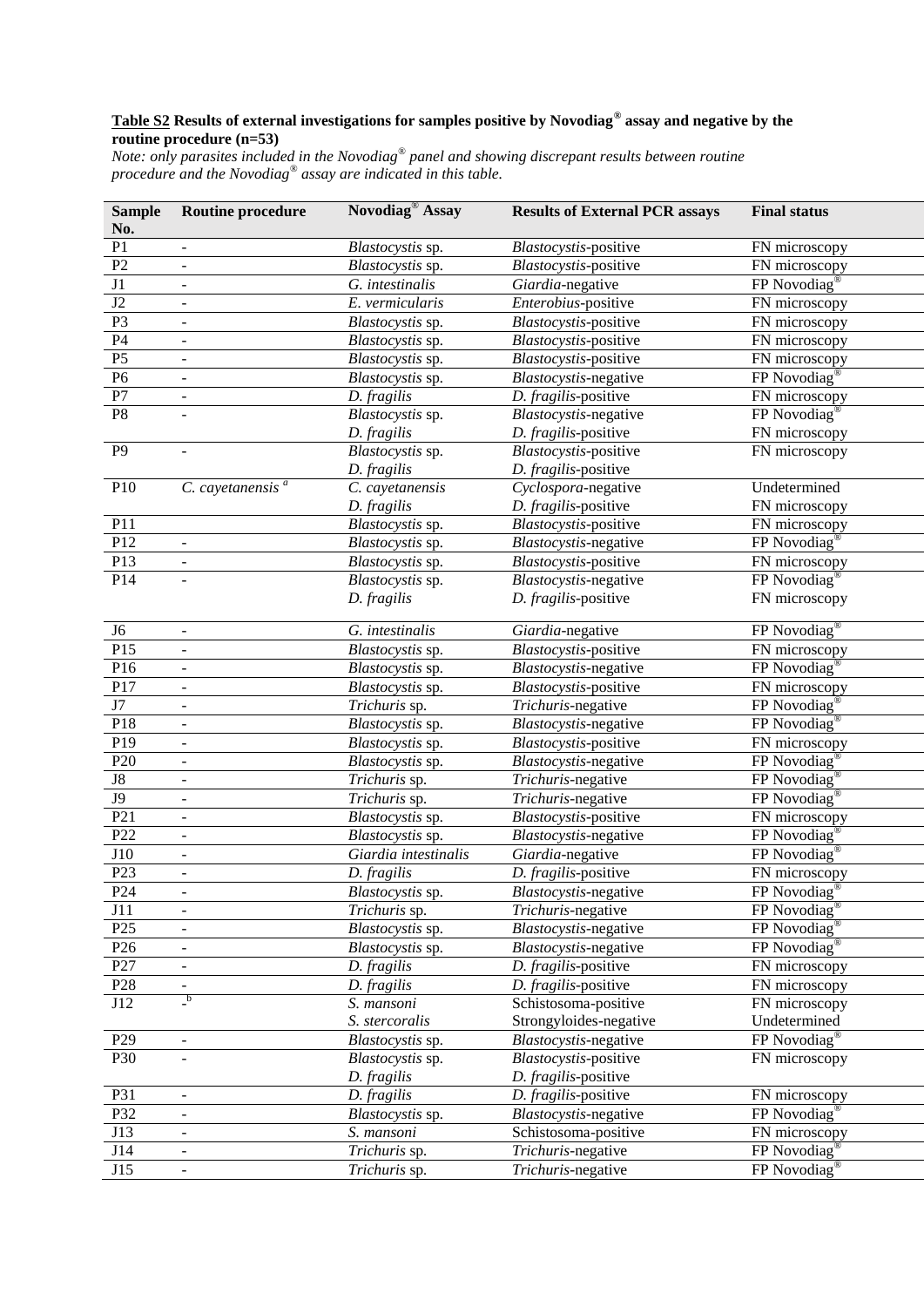**<u>Table S2</u> Results of external investigations for samples positive by Novodiag® assay and negative by the routine procedure (n=53)**

*Note: only parasites included in the Novodiag® panel and showing discrepant results between routine procedure and the Novodiag® assay are indicated in this table.*

| Sample No. | Routine procedure | Novodiag® Assay | Results of External PCR assays | Final status |
|---|---|---|---|---|
| P1 | - | *Blastocystis* sp. | *Blastocystis*-positive | FN microscopy |
| P2 | - | *Blastocystis* sp. | *Blastocystis*-positive | FN microscopy |
| J1 | - | *G. intestinalis* | *Giardia*-negative | FP Novodiag® |
| J2 | - | *E. vermicularis* | *Enterobius*-positive | FN microscopy |
| P3 | - | *Blastocystis* sp. | *Blastocystis*-positive | FN microscopy |
| P4 | - | *Blastocystis* sp. | *Blastocystis*-positive | FN microscopy |
| P5 | - | *Blastocystis* sp. | *Blastocystis*-positive | FN microscopy |
| P6 | - | *Blastocystis* sp. | *Blastocystis*-negative | FP Novodiag® |
| P7 | - | *D. fragilis* | *D. fragilis*-positive | FN microscopy |
| P8 | - | *Blastocystis* sp.<br>*D. fragilis* | *Blastocystis*-negative<br>*D. fragilis*-positive | FP Novodiag®<br>FN microscopy |
| P9 | - | *Blastocystis* sp.<br>*D. fragilis* | *Blastocystis*-positive<br>*D. fragilis*-positive | FN microscopy |
| P10 | *C. cayetanensis* [a] | *C. cayetanensis*<br>*D. fragilis* | *Cyclospora*-negative<br>*D. fragilis*-positive | Undetermined<br>FN microscopy |
| P11 | | *Blastocystis* sp. | *Blastocystis*-positive | FN microscopy |
| P12 | - | *Blastocystis* sp. | *Blastocystis*-negative | FP Novodiag® |
| P13 | - | *Blastocystis* sp. | *Blastocystis*-positive | FN microscopy |
| P14 | - | *Blastocystis* sp.<br>*D. fragilis* | *Blastocystis*-negative<br>*D. fragilis*-positive | FP Novodiag®<br>FN microscopy |
| J6 | - | *G. intestinalis* | *Giardia*-negative | FP Novodiag® |
| P15 | - | *Blastocystis* sp. | *Blastocystis*-positive | FN microscopy |
| P16 | - | *Blastocystis* sp. | *Blastocystis*-negative | FP Novodiag® |
| P17 | - | *Blastocystis* sp. | *Blastocystis*-positive | FN microscopy |
| J7 | - | *Trichuris* sp. | *Trichuris*-negative | FP Novodiag® |
| P18 | - | *Blastocystis* sp. | *Blastocystis*-negative | FP Novodiag® |
| P19 | - | *Blastocystis* sp. | *Blastocystis*-positive | FN microscopy |
| P20 | - | *Blastocystis* sp. | *Blastocystis*-negative | FP Novodiag® |
| J8 | - | *Trichuris* sp. | *Trichuris*-negative | FP Novodiag® |
| J9 | - | *Trichuris* sp. | *Trichuris*-negative | FP Novodiag® |
| P21 | - | *Blastocystis* sp. | *Blastocystis*-positive | FN microscopy |
| P22 | - | *Blastocystis* sp. | *Blastocystis*-negative | FP Novodiag® |
| J10 | - | *Giardia intestinalis* | *Giardia*-negative | FP Novodiag® |
| P23 | - | *D. fragilis* | *D. fragilis*-positive | FN microscopy |
| P24 | - | *Blastocystis* sp. | *Blastocystis*-negative | FP Novodiag® |
| J11 | - | *Trichuris* sp. | *Trichuris*-negative | FP Novodiag® |
| P25 | - | *Blastocystis* sp. | *Blastocystis*-negative | FP Novodiag® |
| P26 | - | *Blastocystis* sp. | *Blastocystis*-negative | FP Novodiag® |
| P27 | - | *D. fragilis* | *D. fragilis*-positive | FN microscopy |
| P28 | - | *D. fragilis* | *D. fragilis*-positive | FN microscopy |
| J12 | - [b] | *S. mansoni*<br>*S. stercoralis* | Schistosoma-positive<br>Strongyloides-negative | FN microscopy<br>Undetermined |
| P29 | - | *Blastocystis* sp. | *Blastocystis*-negative | FP Novodiag® |
| P30 | - | *Blastocystis* sp.<br>*D. fragilis* | *Blastocystis*-positive<br>*D. fragilis*-positive | FN microscopy |
| P31 | - | *D. fragilis* | *D. fragilis*-positive | FN microscopy |
| P32 | - | *Blastocystis* sp. | *Blastocystis*-negative | FP Novodiag® |
| J13 | - | *S. mansoni* | Schistosoma-positive | FN microscopy |
| J14 | - | *Trichuris* sp. | *Trichuris*-negative | FP Novodiag® |
| J15 | - | *Trichuris* sp. | *Trichuris*-negative | FP Novodiag® |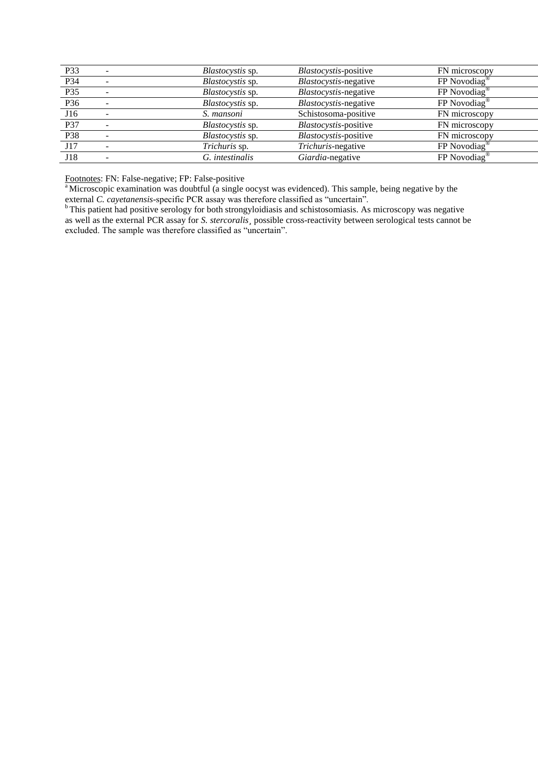| | | | | |
|---|---|---|---|---|
| P33 | - | *Blastocystis* sp. | *Blastocystis*-positive | FN microscopy |
| P34 | - | *Blastocystis* sp. | *Blastocystis*-negative | FP Novodiag® |
| P35 | - | *Blastocystis* sp. | *Blastocystis*-negative | FP Novodiag® |
| P36 | - | *Blastocystis* sp. | *Blastocystis*-negative | FP Novodiag® |
| J16 | - | *S. mansoni* | Schistosoma-positive | FN microscopy |
| P37 | - | *Blastocystis* sp. | *Blastocystis*-positive | FN microscopy |
| P38 | - | *Blastocystis* sp. | *Blastocystis*-positive | FN microscopy |
| J17 | - | *Trichuris* sp. | *Trichuris*-negative | FP Novodiag® |
| J18 | - | *G. intestinalis* | *Giardia*-negative | FP Novodiag® |

Footnotes: FN: False-negative; FP: False-positive

[a] Microscopic examination was doubtful (a single oocyst was evidenced). This sample, being negative by the external *C. cayetanensis*-specific PCR assay was therefore classified as "uncertain".

[b] This patient had positive serology for both strongyloidiasis and schistosomiasis. As microscopy was negative as well as the external PCR assay for *S. stercoralis*¸ possible cross-reactivity between serological tests cannot be excluded. The sample was therefore classified as "uncertain".